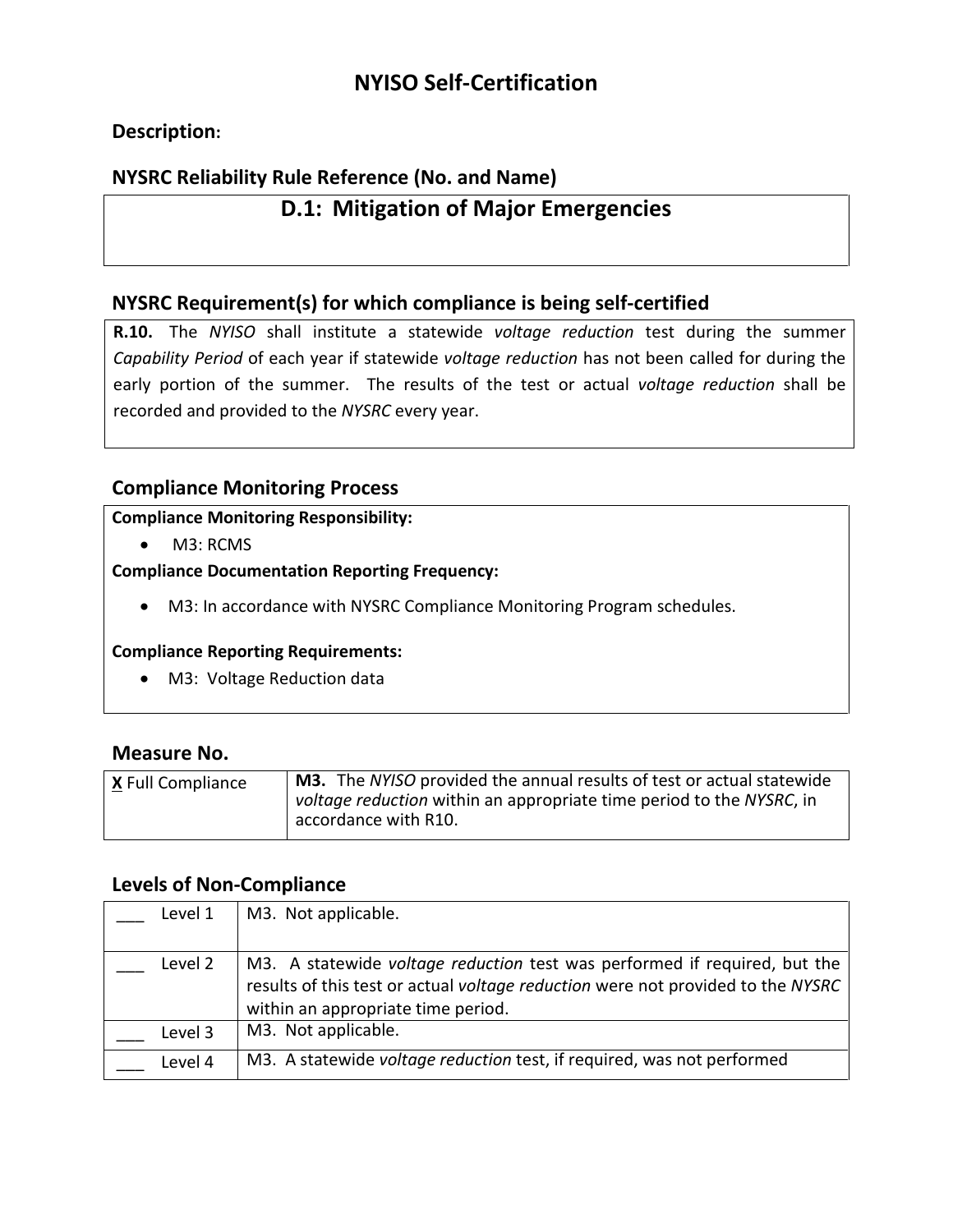# NYISO Self-Certification

## Description:

## NYSRC Reliability Rule Reference (No. and Name)

| D.1: Mitigation of Major Emergencies |
|---|

## NYSRC Requirement(s) for which compliance is being self-certified

**R.10.** The *NYISO* shall institute a statewide *voltage reduction* test during the summer *Capability Period* of each year if statewide *voltage reduction* has not been called for during the early portion of the summer. The results of the test or actual *voltage reduction* shall be recorded and provided to the *NYSRC* every year.

## Compliance Monitoring Process

**Compliance Monitoring Responsibility:**

- M3: RCMS

**Compliance Documentation Reporting Frequency:**

- M3: In accordance with NYSRC Compliance Monitoring Program schedules.

**Compliance Reporting Requirements:**

- M3: Voltage Reduction data

## Measure No.

| | |
|---|---|
| **X** Full Compliance | **M3.** The *NYISO* provided the annual results of test or actual statewide *voltage reduction* within an appropriate time period to the *NYSRC*, in accordance with R10. |

## Levels of Non-Compliance

| | |
|---|---|
| ___ Level 1 | M3. Not applicable. |
| ___ Level 2 | M3. A statewide *voltage reduction* test was performed if required, but the results of this test or actual *voltage reduction* were not provided to the *NYSRC* within an appropriate time period. |
| ___ Level 3 | M3. Not applicable. |
| ___ Level 4 | M3. A statewide *voltage reduction* test, if required, was not performed |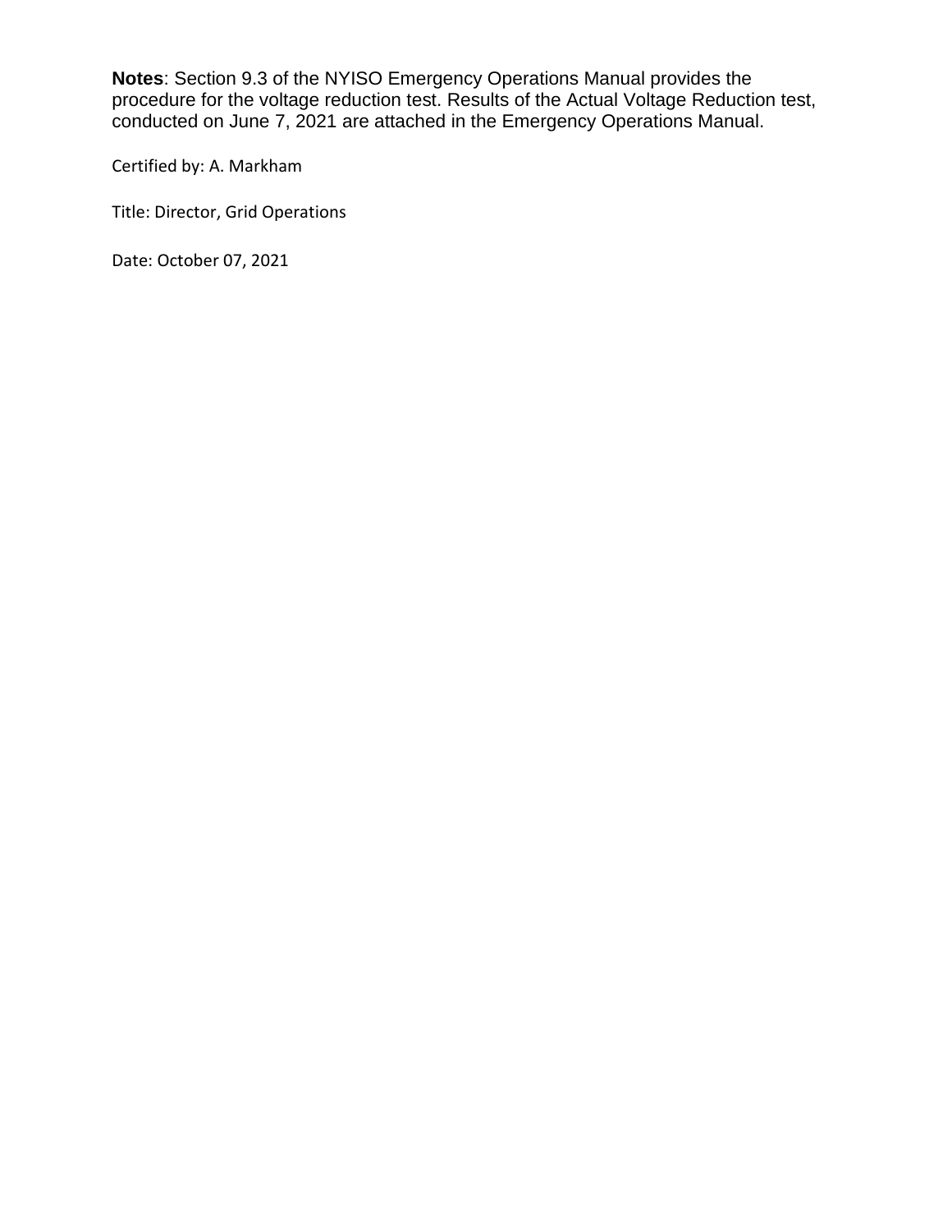**Notes**: Section 9.3 of the NYISO Emergency Operations Manual provides the procedure for the voltage reduction test. Results of the Actual Voltage Reduction test, conducted on June 7, 2021 are attached in the Emergency Operations Manual.

Certified by: A. Markham

Title: Director, Grid Operations

Date: October 07, 2021